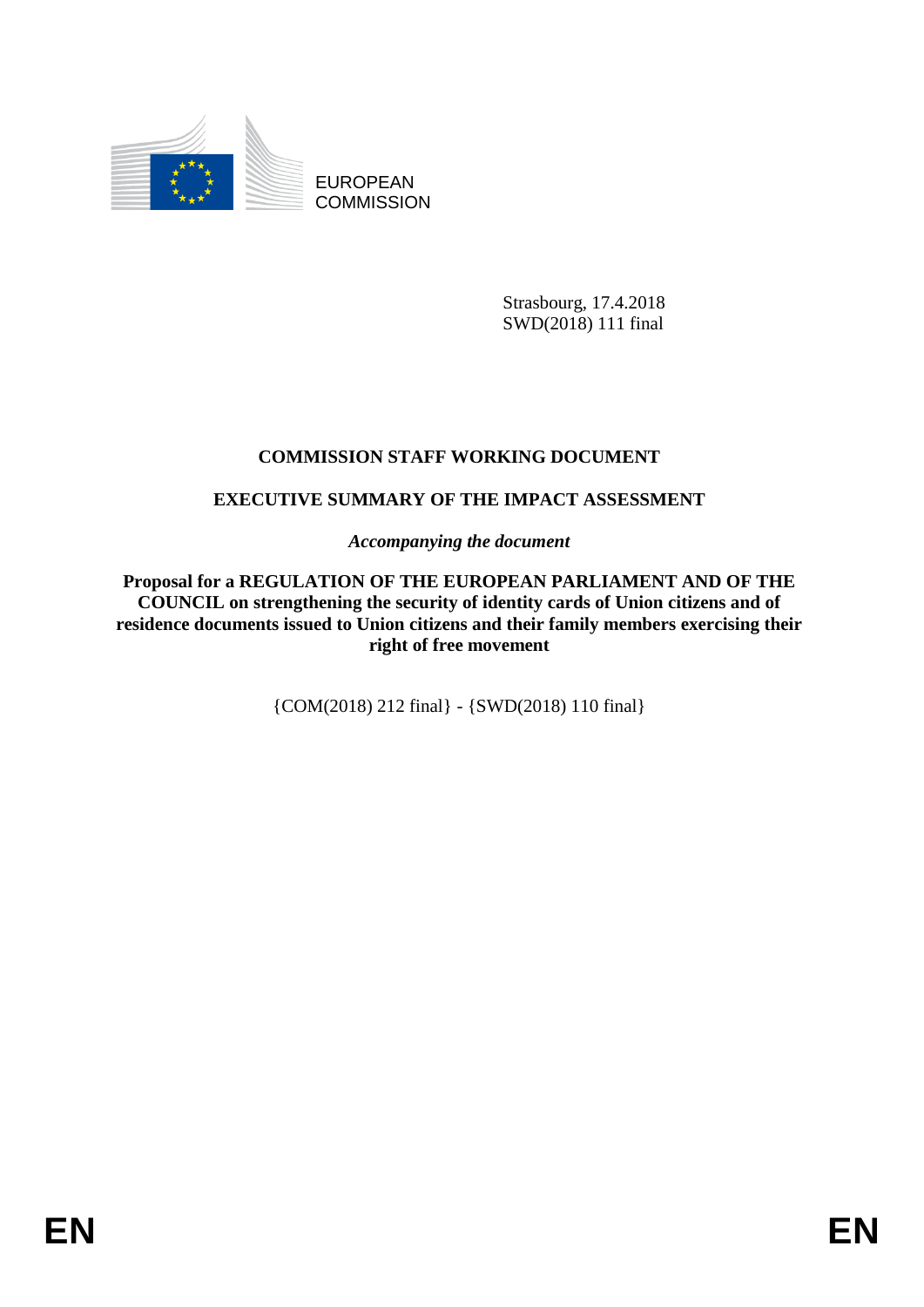EUROPEAN COMMISSION

Strasbourg, 17.4.2018
SWD(2018) 111 final

**COMMISSION STAFF WORKING DOCUMENT**

**EXECUTIVE SUMMARY OF THE IMPACT ASSESSMENT**

*Accompanying the document*

**Proposal for a REGULATION OF THE EUROPEAN PARLIAMENT AND OF THE COUNCIL on strengthening the security of identity cards of Union citizens and of residence documents issued to Union citizens and their family members exercising their right of free movement**

{COM(2018) 212 final} - {SWD(2018) 110 final}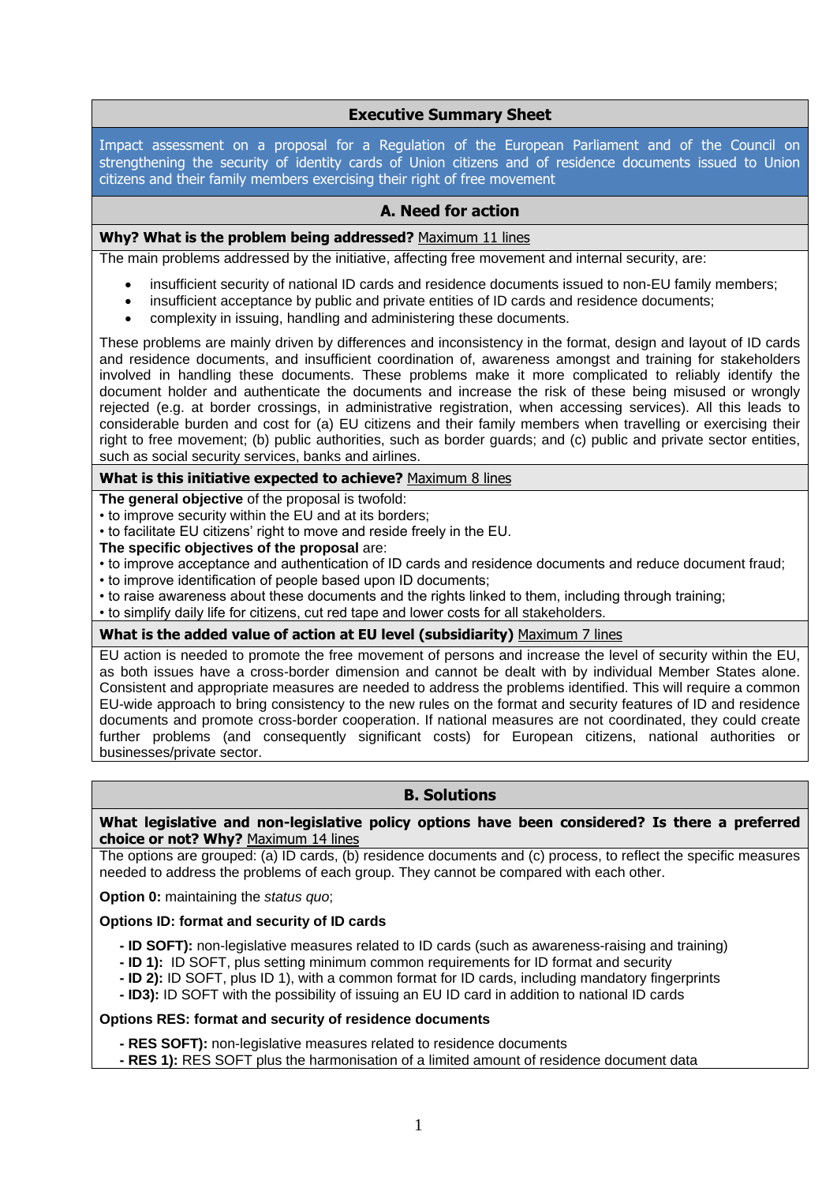## Executive Summary Sheet

Impact assessment on a proposal for a Regulation of the European Parliament and of the Council on strengthening the security of identity cards of Union citizens and of residence documents issued to Union citizens and their family members exercising their right of free movement

### A. Need for action

**Why? What is the problem being addressed?** Maximum 11 lines

The main problems addressed by the initiative, affecting free movement and internal security, are:

- insufficient security of national ID cards and residence documents issued to non-EU family members;
- insufficient acceptance by public and private entities of ID cards and residence documents;
- complexity in issuing, handling and administering these documents.

These problems are mainly driven by differences and inconsistency in the format, design and layout of ID cards and residence documents, and insufficient coordination of, awareness amongst and training for stakeholders involved in handling these documents. These problems make it more complicated to reliably identify the document holder and authenticate the documents and increase the risk of these being misused or wrongly rejected (e.g. at border crossings, in administrative registration, when accessing services). All this leads to considerable burden and cost for (a) EU citizens and their family members when travelling or exercising their right to free movement; (b) public authorities, such as border guards; and (c) public and private sector entities, such as social security services, banks and airlines.

**What is this initiative expected to achieve?** Maximum 8 lines

**The general objective** of the proposal is twofold:
• to improve security within the EU and at its borders;
• to facilitate EU citizens' right to move and reside freely in the EU.
**The specific objectives of the proposal** are:
• to improve acceptance and authentication of ID cards and residence documents and reduce document fraud;
• to improve identification of people based upon ID documents;
• to raise awareness about these documents and the rights linked to them, including through training;
• to simplify daily life for citizens, cut red tape and lower costs for all stakeholders.

**What is the added value of action at EU level (subsidiarity)** Maximum 7 lines

EU action is needed to promote the free movement of persons and increase the level of security within the EU, as both issues have a cross-border dimension and cannot be dealt with by individual Member States alone. Consistent and appropriate measures are needed to address the problems identified. This will require a common EU-wide approach to bring consistency to the new rules on the format and security features of ID and residence documents and promote cross-border cooperation. If national measures are not coordinated, they could create further problems (and consequently significant costs) for European citizens, national authorities or businesses/private sector.

### B. Solutions

**What legislative and non-legislative policy options have been considered? Is there a preferred choice or not? Why?** Maximum 14 lines

The options are grouped: (a) ID cards, (b) residence documents and (c) process, to reflect the specific measures needed to address the problems of each group. They cannot be compared with each other.

**Option 0:** maintaining the *status quo*;

**Options ID: format and security of ID cards**

- **ID SOFT):** non-legislative measures related to ID cards (such as awareness-raising and training)
- **ID 1):** ID SOFT, plus setting minimum common requirements for ID format and security
- **ID 2):** ID SOFT, plus ID 1), with a common format for ID cards, including mandatory fingerprints
- **ID3):** ID SOFT with the possibility of issuing an EU ID card in addition to national ID cards

**Options RES: format and security of residence documents**

- **RES SOFT):** non-legislative measures related to residence documents
- **RES 1):** RES SOFT plus the harmonisation of a limited amount of residence document data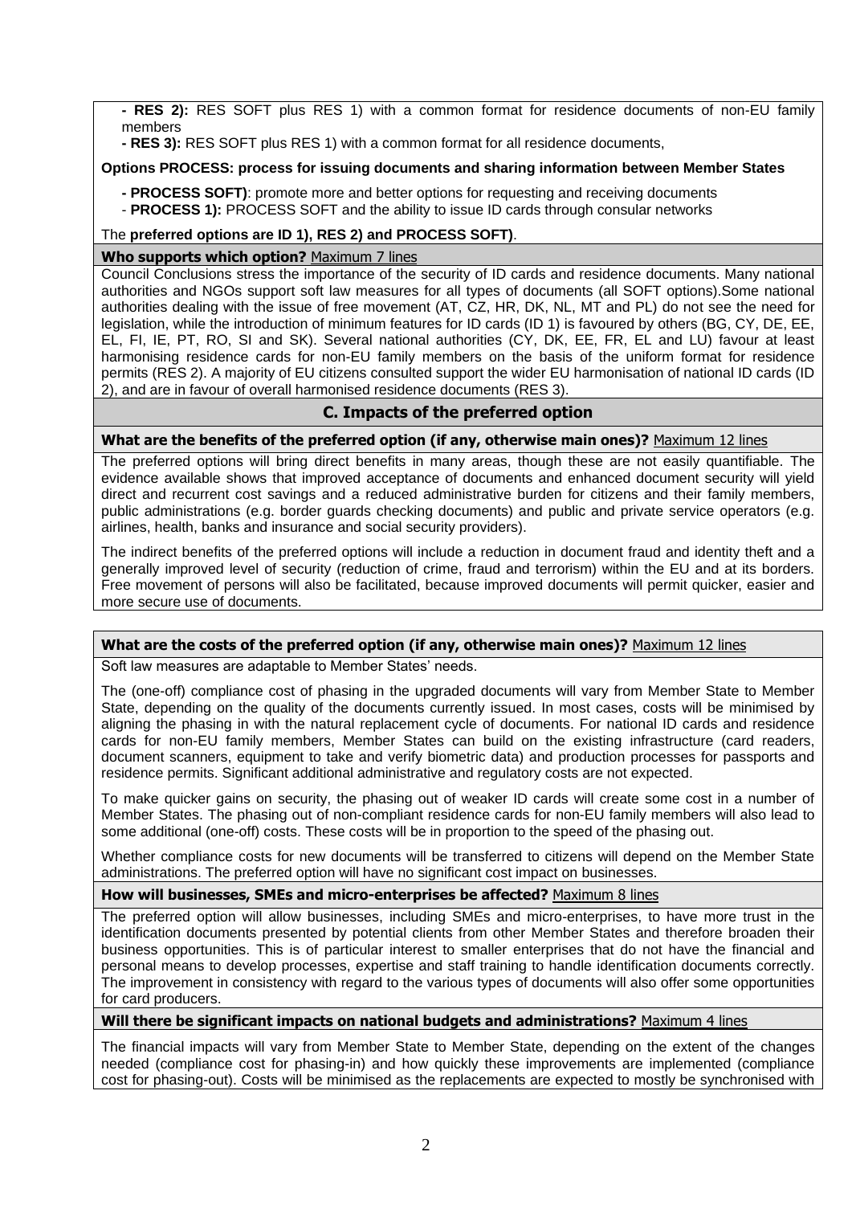- **RES 2):** RES SOFT plus RES 1) with a common format for residence documents of non-EU family members
- **RES 3):** RES SOFT plus RES 1) with a common format for all residence documents,

**Options PROCESS: process for issuing documents and sharing information between Member States**

- **PROCESS SOFT)**: promote more and better options for requesting and receiving documents
- **PROCESS 1):** PROCESS SOFT and the ability to issue ID cards through consular networks

The **preferred options are ID 1), RES 2) and PROCESS SOFT)**.

**Who supports which option?** Maximum 7 lines

Council Conclusions stress the importance of the security of ID cards and residence documents. Many national authorities and NGOs support soft law measures for all types of documents (all SOFT options).Some national authorities dealing with the issue of free movement (AT, CZ, HR, DK, NL, MT and PL) do not see the need for legislation, while the introduction of minimum features for ID cards (ID 1) is favoured by others (BG, CY, DE, EE, EL, FI, IE, PT, RO, SI and SK). Several national authorities (CY, DK, EE, FR, EL and LU) favour at least harmonising residence cards for non-EU family members on the basis of the uniform format for residence permits (RES 2). A majority of EU citizens consulted support the wider EU harmonisation of national ID cards (ID 2), and are in favour of overall harmonised residence documents (RES 3).

## C. Impacts of the preferred option

**What are the benefits of the preferred option (if any, otherwise main ones)?** Maximum 12 lines

The preferred options will bring direct benefits in many areas, though these are not easily quantifiable. The evidence available shows that improved acceptance of documents and enhanced document security will yield direct and recurrent cost savings and a reduced administrative burden for citizens and their family members, public administrations (e.g. border guards checking documents) and public and private service operators (e.g. airlines, health, banks and insurance and social security providers).

The indirect benefits of the preferred options will include a reduction in document fraud and identity theft and a generally improved level of security (reduction of crime, fraud and terrorism) within the EU and at its borders. Free movement of persons will also be facilitated, because improved documents will permit quicker, easier and more secure use of documents.

**What are the costs of the preferred option (if any, otherwise main ones)?** Maximum 12 lines

Soft law measures are adaptable to Member States' needs.

The (one-off) compliance cost of phasing in the upgraded documents will vary from Member State to Member State, depending on the quality of the documents currently issued. In most cases, costs will be minimised by aligning the phasing in with the natural replacement cycle of documents. For national ID cards and residence cards for non-EU family members, Member States can build on the existing infrastructure (card readers, document scanners, equipment to take and verify biometric data) and production processes for passports and residence permits. Significant additional administrative and regulatory costs are not expected.

To make quicker gains on security, the phasing out of weaker ID cards will create some cost in a number of Member States. The phasing out of non-compliant residence cards for non-EU family members will also lead to some additional (one-off) costs. These costs will be in proportion to the speed of the phasing out.

Whether compliance costs for new documents will be transferred to citizens will depend on the Member State administrations. The preferred option will have no significant cost impact on businesses.

**How will businesses, SMEs and micro-enterprises be affected?** Maximum 8 lines

The preferred option will allow businesses, including SMEs and micro-enterprises, to have more trust in the identification documents presented by potential clients from other Member States and therefore broaden their business opportunities. This is of particular interest to smaller enterprises that do not have the financial and personal means to develop processes, expertise and staff training to handle identification documents correctly. The improvement in consistency with regard to the various types of documents will also offer some opportunities for card producers.

**Will there be significant impacts on national budgets and administrations?** Maximum 4 lines

The financial impacts will vary from Member State to Member State, depending on the extent of the changes needed (compliance cost for phasing-in) and how quickly these improvements are implemented (compliance cost for phasing-out). Costs will be minimised as the replacements are expected to mostly be synchronised with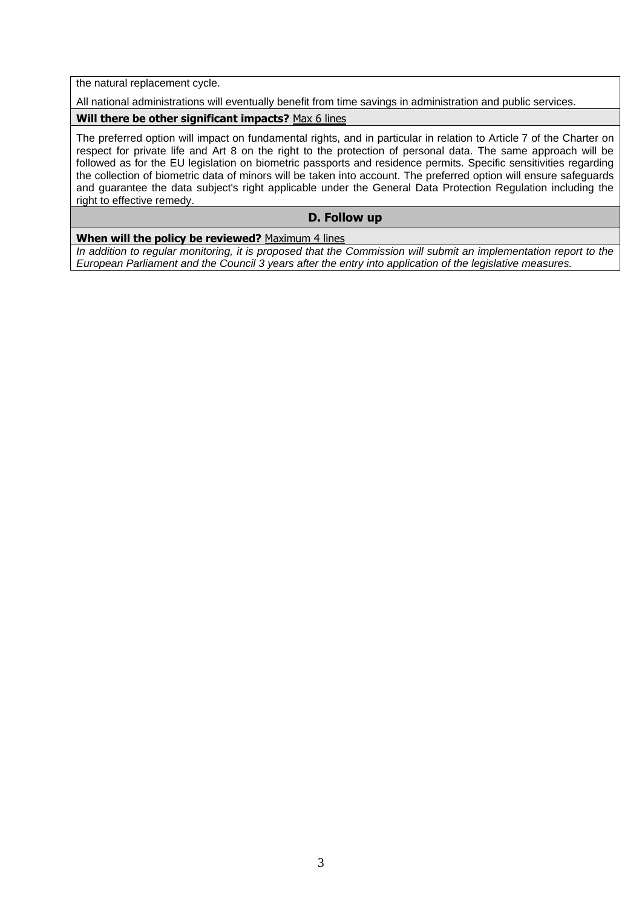the natural replacement cycle.

All national administrations will eventually benefit from time savings in administration and public services.

**Will there be other significant impacts?** Max 6 lines

The preferred option will impact on fundamental rights, and in particular in relation to Article 7 of the Charter on respect for private life and Art 8 on the right to the protection of personal data. The same approach will be followed as for the EU legislation on biometric passports and residence permits. Specific sensitivities regarding the collection of biometric data of minors will be taken into account. The preferred option will ensure safeguards and guarantee the data subject's right applicable under the General Data Protection Regulation including the right to effective remedy.

## D. Follow up

**When will the policy be reviewed?** Maximum 4 lines

*In addition to regular monitoring, it is proposed that the Commission will submit an implementation report to the European Parliament and the Council 3 years after the entry into application of the legislative measures.*